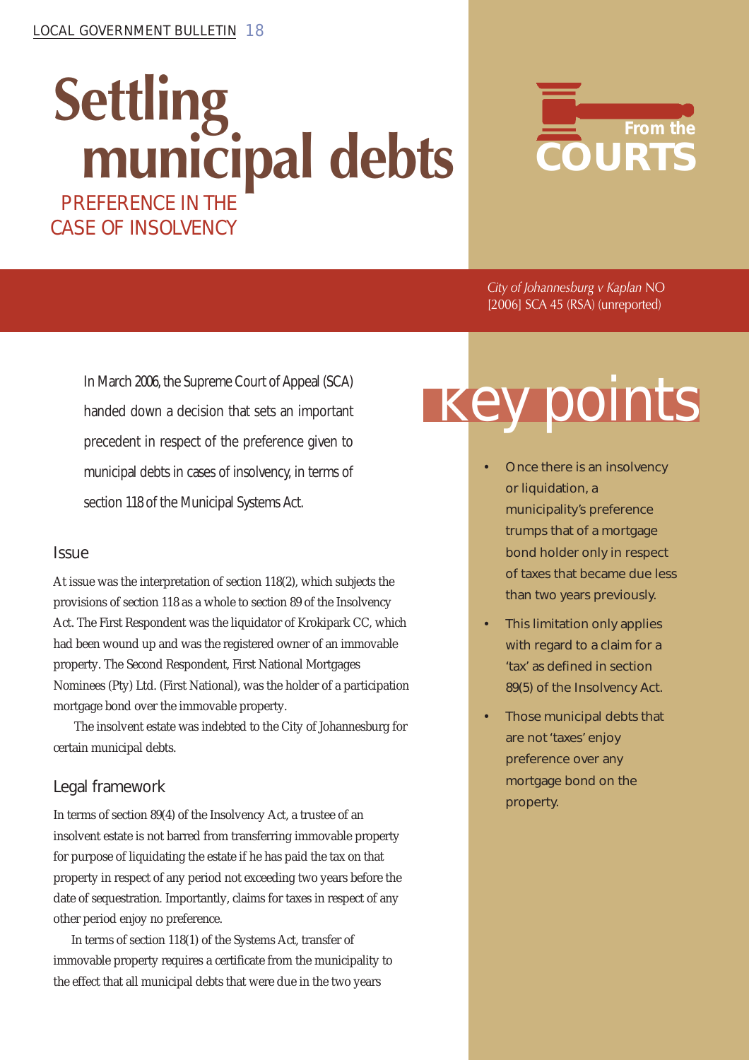# Settling municipal debts

## PREFERENCE IN THE CASE OF INSOLVENCY

From the COURTS

*City of Johannesburg v Kaplan* NO [2006] SCA 45 (RSA) (unreported)

In March 2006, the Supreme Court of Appeal (SCA) handed down a decision that sets an important precedent in respect of the preference given to municipal debts in cases of insolvency, in terms of section 118 of the Municipal Systems Act.

### Issue

At issue was the interpretation of section 118(2), which subjects the provisions of section 118 as a whole to section 89 of the Insolvency Act. The First Respondent was the liquidator of Krokipark CC, which had been wound up and was the registered owner of an immovable property. The Second Respondent, First National Mortgages Nominees (Pty) Ltd. (First National), was the holder of a participation mortgage bond over the immovable property.

The insolvent estate was indebted to the City of Johannesburg for certain municipal debts.

### Legal framework

In terms of section 89(4) of the Insolvency Act, a trustee of an insolvent estate is not barred from transferring immovable property for purpose of liquidating the estate if he has paid the tax on that property in respect of any period not exceeding two years before the date of sequestration. Importantly, claims for taxes in respect of any other period enjoy no preference.

In terms of section 118(1) of the Systems Act, transfer of immovable property requires a certificate from the municipality to the effect that all municipal debts that were due in the two years

## key points

- Once there is an insolvency or liquidation, a municipality's preference trumps that of a mortgage bond holder only in respect of taxes that became due less than two years previously.
- This limitation only applies with regard to a claim for a 'tax' as defined in section 89(5) of the Insolvency Act.
- Those municipal debts that are not 'taxes' enjoy preference over any mortgage bond on the property.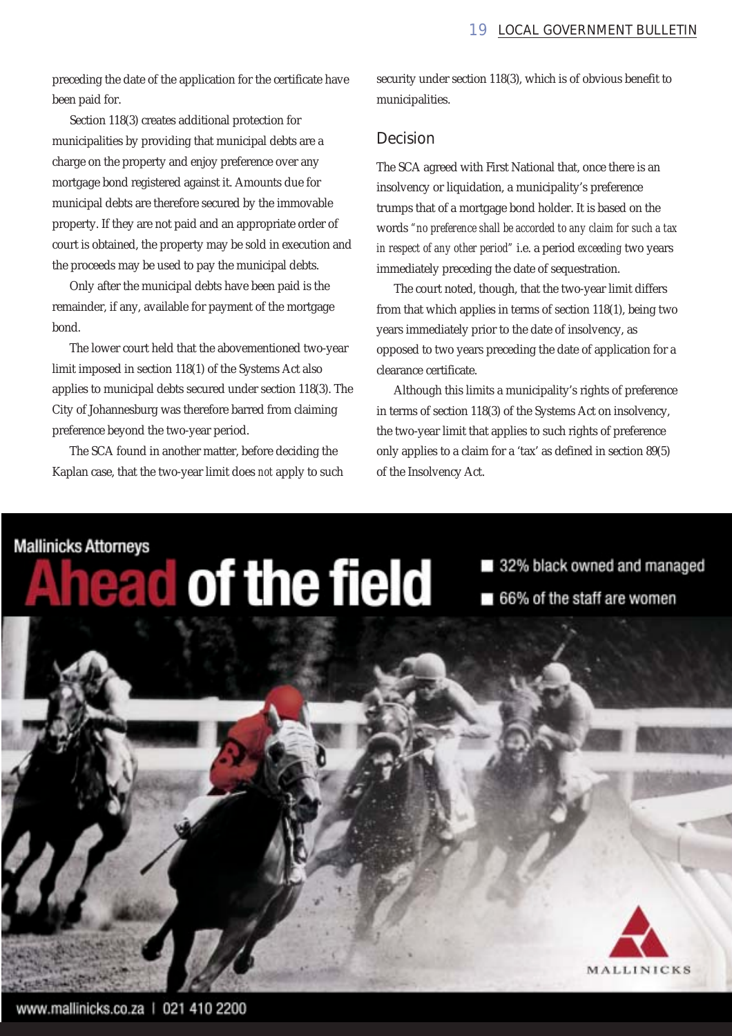preceding the date of the application for the certificate have been paid for.

Section 118(3) creates additional protection for municipalities by providing that municipal debts are a charge on the property and enjoy preference over any mortgage bond registered against it. Amounts due for municipal debts are therefore secured by the immovable property. If they are not paid and an appropriate order of court is obtained, the property may be sold in execution and the proceeds may be used to pay the municipal debts.

Only after the municipal debts have been paid is the remainder, if any, available for payment of the mortgage bond.

The lower court held that the abovementioned two-year limit imposed in section 118(1) of the Systems Act also applies to municipal debts secured under section 118(3). The City of Johannesburg was therefore barred from claiming preference beyond the two-year period.

The SCA found in another matter, before deciding the Kaplan case, that the two-year limit does *not* apply to such security under section 118(3), which is of obvious benefit to municipalities.

## Decision

The SCA agreed with First National that, once there is an insolvency or liquidation, a municipality's preference trumps that of a mortgage bond holder. It is based on the words *"no preference shall be accorded to any claim for such a tax in respect of any other period"* i.e. a period *exceeding* two years immediately preceding the date of sequestration.

The court noted, though, that the two-year limit differs from that which applies in terms of section 118(1), being two years immediately prior to the date of insolvency, as opposed to two years preceding the date of application for a clearance certificate.

Although this limits a municipality's rights of preference in terms of section 118(3) of the Systems Act on insolvency, the two-year limit that applies to such rights of preference only applies to a claim for a 'tax' as defined in section 89(5) of the Insolvency Act.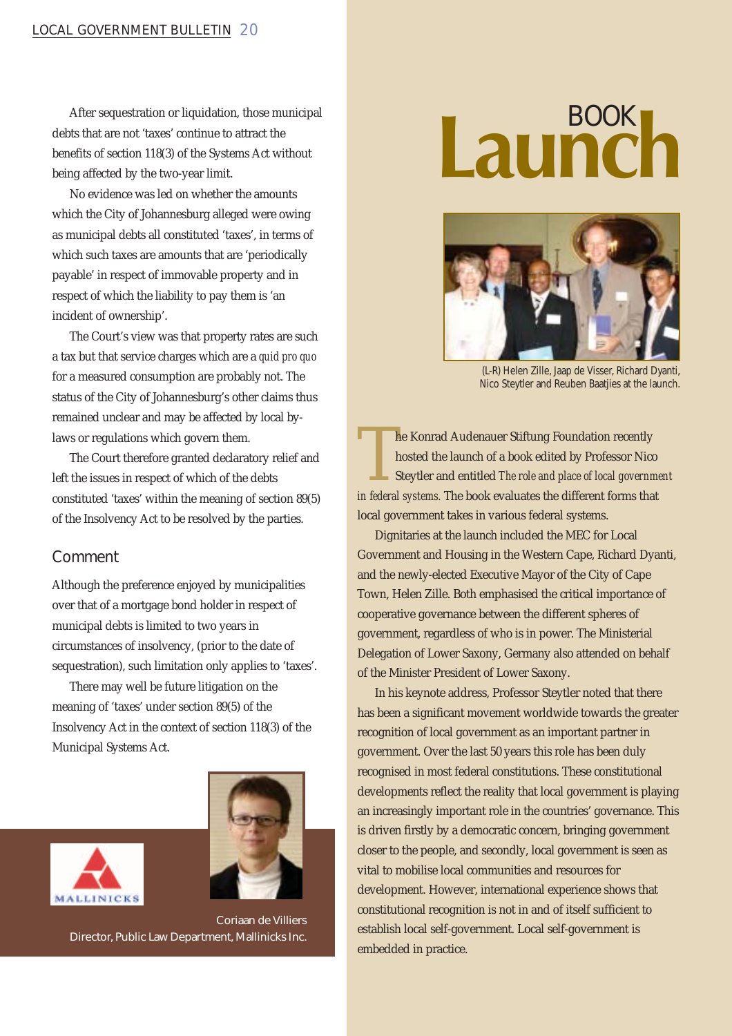After sequestration or liquidation, those municipal debts that are not 'taxes' continue to attract the benefits of section 118(3) of the Systems Act without being affected by the two-year limit.

No evidence was led on whether the amounts which the City of Johannesburg alleged were owing as municipal debts all constituted 'taxes', in terms of which such taxes are amounts that are 'periodically payable' in respect of immovable property and in respect of which the liability to pay them is 'an incident of ownership'.

The Court's view was that property rates are such a tax but that service charges which are a *quid pro quo* for a measured consumption are probably not. The status of the City of Johannesburg's other claims thus remained unclear and may be affected by local by-laws or regulations which govern them.

The Court therefore granted declaratory relief and left the issues in respect of which of the debts constituted 'taxes' within the meaning of section 89(5) of the Insolvency Act to be resolved by the parties.

## Comment

Although the preference enjoyed by municipalities over that of a mortgage bond holder in respect of municipal debts is limited to two years in circumstances of insolvency, (prior to the date of sequestration), such limitation only applies to 'taxes'.

There may well be future litigation on the meaning of 'taxes' under section 89(5) of the Insolvency Act in the context of section 118(3) of the Municipal Systems Act.

MALLINICKS

Coriaan de Villiers
Director, Public Law Department, Mallinicks Inc.

# BOOK Launch

(L-R) Helen Zille, Jaap de Visser, Richard Dyanti, Nico Steytler and Reuben Baatjies at the launch.

The Konrad Audenauer Stiftung Foundation recently hosted the launch of a book edited by Professor Nico Steytler and entitled *The role and place of local government in federal systems.* The book evaluates the different forms that local government takes in various federal systems.

Dignitaries at the launch included the MEC for Local Government and Housing in the Western Cape, Richard Dyanti, and the newly-elected Executive Mayor of the City of Cape Town, Helen Zille. Both emphasised the critical importance of cooperative governance between the different spheres of government, regardless of who is in power. The Ministerial Delegation of Lower Saxony, Germany also attended on behalf of the Minister President of Lower Saxony.

In his keynote address, Professor Steytler noted that there has been a significant movement worldwide towards the greater recognition of local government as an important partner in government. Over the last 50 years this role has been duly recognised in most federal constitutions. These constitutional developments reflect the reality that local government is playing an increasingly important role in the countries' governance. This is driven firstly by a democratic concern, bringing government closer to the people, and secondly, local government is seen as vital to mobilise local communities and resources for development. However, international experience shows that constitutional recognition is not in and of itself sufficient to establish local self-government. Local self-government is embedded in practice.